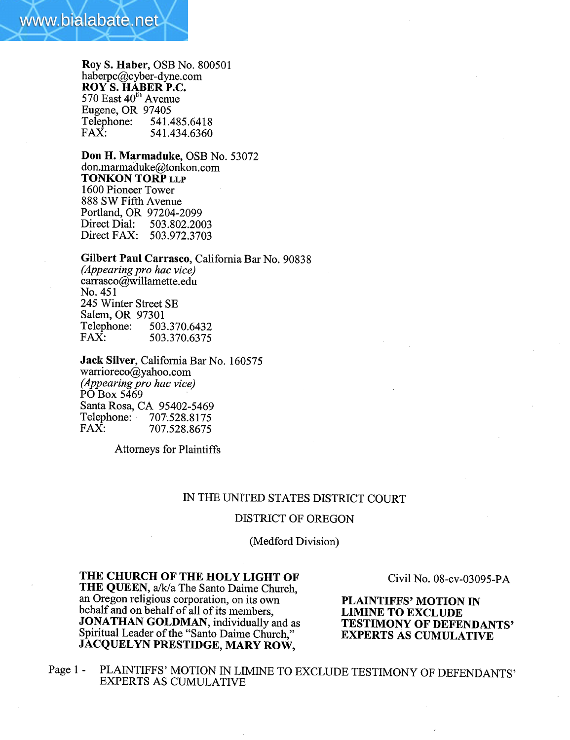**Roy S. Haber**, OSB No. 800501
haberpc@cyber-dyne.com
**ROY S. HABER P.C.**
570 East 40th Avenue
Eugene, OR 97405
Telephone: 541.485.6418
FAX: 541.434.6360

**Don H. Marmaduke**, OSB No. 53072
don.marmaduke@tonkon.com
**TONKON TORP LLP**
1600 Pioneer Tower
888 SW Fifth Avenue
Portland, OR 97204-2099
Direct Dial: 503.802.2003
Direct FAX: 503.972.3703

**Gilbert Paul Carrasco**, California Bar No. 90838
*(Appearing pro hac vice)*
carrasco@willamette.edu
No. 451
245 Winter Street SE
Salem, OR 97301
Telephone: 503.370.6432
FAX: 503.370.6375

**Jack Silver**, California Bar No. 160575
warrioreco@yahoo.com
*(Appearing pro hac vice)*
PO Box 5469
Santa Rosa, CA 95402-5469
Telephone: 707.528.8175
FAX: 707.528.8675

Attorneys for Plaintiffs

IN THE UNITED STATES DISTRICT COURT

DISTRICT OF OREGON

(Medford Division)

**THE CHURCH OF THE HOLY LIGHT OF THE QUEEN**, a/k/a The Santo Daime Church, an Oregon religious corporation, on its own behalf and on behalf of all of its members, **JONATHAN GOLDMAN**, individually and as Spiritual Leader of the "Santo Daime Church," **JACQUELYN PRESTIDGE, MARY ROW,**

Civil No. 08-cv-03095-PA

**PLAINTIFFS' MOTION IN LIMINE TO EXCLUDE TESTIMONY OF DEFENDANTS' EXPERTS AS CUMULATIVE**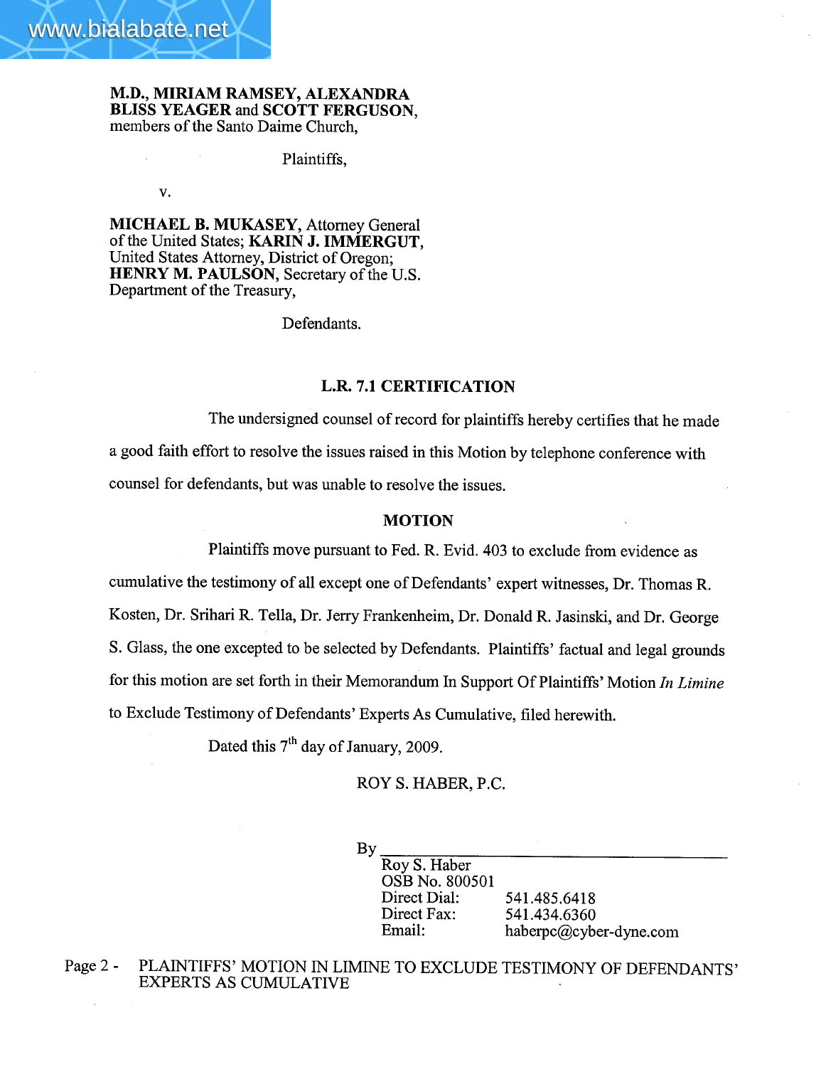**M.D., MIRIAM RAMSEY, ALEXANDRA BLISS YEAGER** and **SCOTT FERGUSON**, members of the Santo Daime Church,

Plaintiffs,

v.

**MICHAEL B. MUKASEY**, Attorney General of the United States; **KARIN J. IMMERGUT**, United States Attorney, District of Oregon; **HENRY M. PAULSON**, Secretary of the U.S. Department of the Treasury,

Defendants.

## L.R. 7.1 CERTIFICATION

The undersigned counsel of record for plaintiffs hereby certifies that he made a good faith effort to resolve the issues raised in this Motion by telephone conference with counsel for defendants, but was unable to resolve the issues.

## MOTION

Plaintiffs move pursuant to Fed. R. Evid. 403 to exclude from evidence as cumulative the testimony of all except one of Defendants' expert witnesses, Dr. Thomas R. Kosten, Dr. Srihari R. Tella, Dr. Jerry Frankenheim, Dr. Donald R. Jasinski, and Dr. George S. Glass, the one excepted to be selected by Defendants. Plaintiffs' factual and legal grounds for this motion are set forth in their Memorandum In Support Of Plaintiffs' Motion *In Limine* to Exclude Testimony of Defendants' Experts As Cumulative, filed herewith.

Dated this 7th day of January, 2009.

ROY S. HABER, P.C.

By ______________________________

Roy S. Haber
OSB No. 800501
Direct Dial: 541.485.6418
Direct Fax: 541.434.6360
Email: haberpc@cyber-dyne.com

Page 2 - PLAINTIFFS' MOTION IN LIMINE TO EXCLUDE TESTIMONY OF DEFENDANTS' EXPERTS AS CUMULATIVE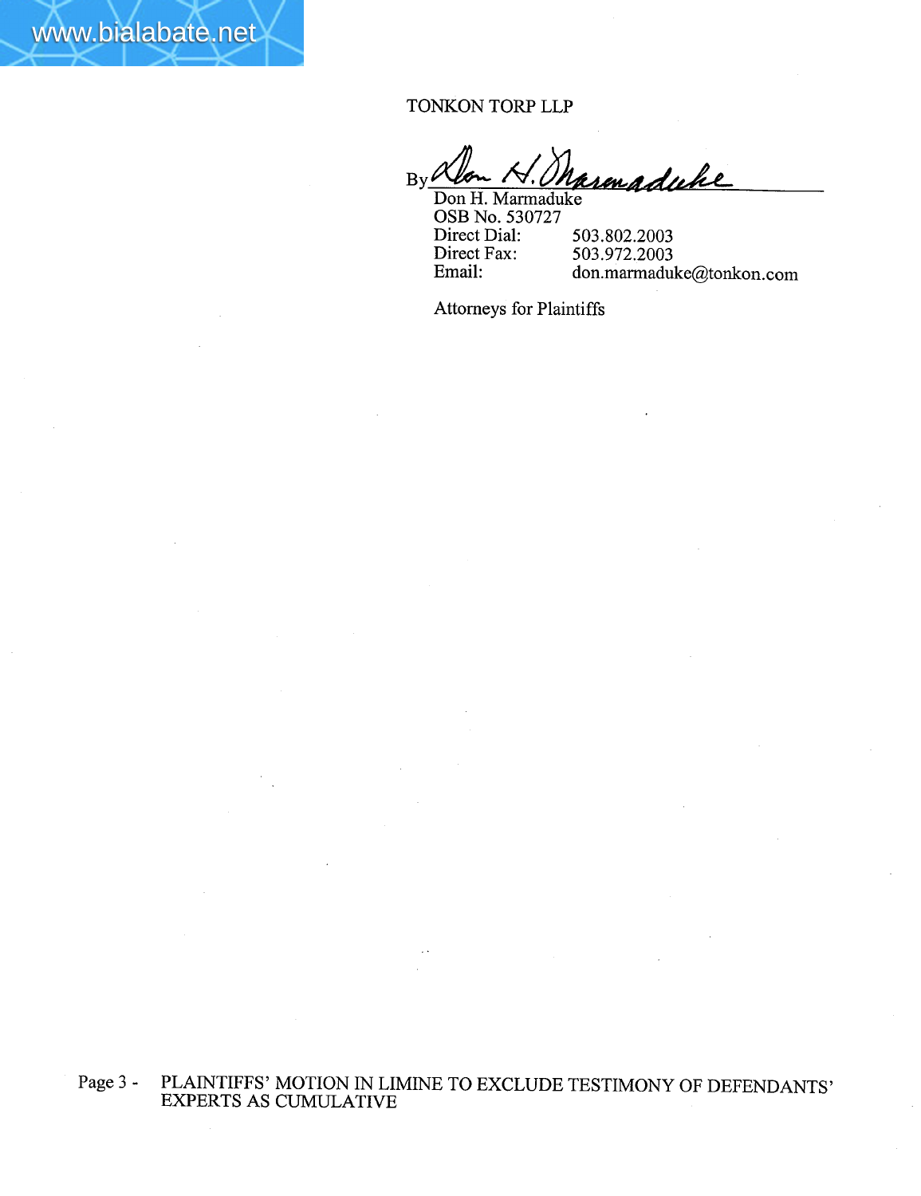TONKON TORP LLP

By /s/ Don H. Marmaduke

Don H. Marmaduke
OSB No. 530727
Direct Dial: 503.802.2003
Direct Fax: 503.972.2003
Email: don.marmaduke@tonkon.com

Attorneys for Plaintiffs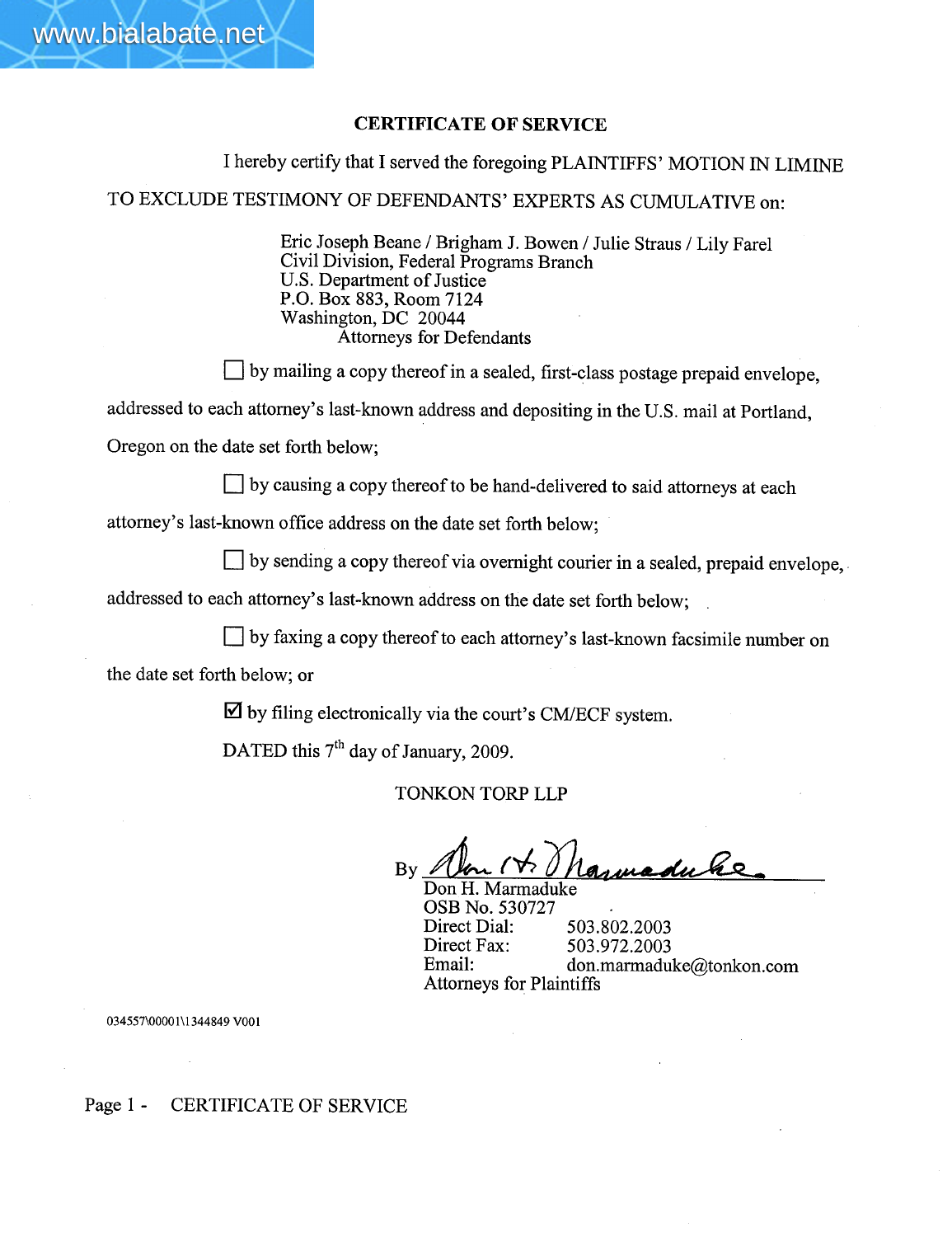**CERTIFICATE OF SERVICE**

I hereby certify that I served the foregoing PLAINTIFFS' MOTION IN LIMINE TO EXCLUDE TESTIMONY OF DEFENDANTS' EXPERTS AS CUMULATIVE on:

Eric Joseph Beane / Brigham J. Bowen / Julie Straus / Lily Farel
Civil Division, Federal Programs Branch
U.S. Department of Justice
P.O. Box 883, Room 7124
Washington, DC 20044
Attorneys for Defendants

☐ by mailing a copy thereof in a sealed, first-class postage prepaid envelope, addressed to each attorney's last-known address and depositing in the U.S. mail at Portland, Oregon on the date set forth below;

☐ by causing a copy thereof to be hand-delivered to said attorneys at each attorney's last-known office address on the date set forth below;

☐ by sending a copy thereof via overnight courier in a sealed, prepaid envelope, addressed to each attorney's last-known address on the date set forth below;

☐ by faxing a copy thereof to each attorney's last-known facsimile number on the date set forth below; or

☑ by filing electronically via the court's CM/ECF system.

DATED this 7th day of January, 2009.

TONKON TORP LLP

By [signature]
Don H. Marmaduke
OSB No. 530727
Direct Dial: 503.802.2003
Direct Fax: 503.972.2003
Email: don.marmaduke@tonkon.com
Attorneys for Plaintiffs

034557\00001\1344849 V001

CERTIFICATE OF SERVICE